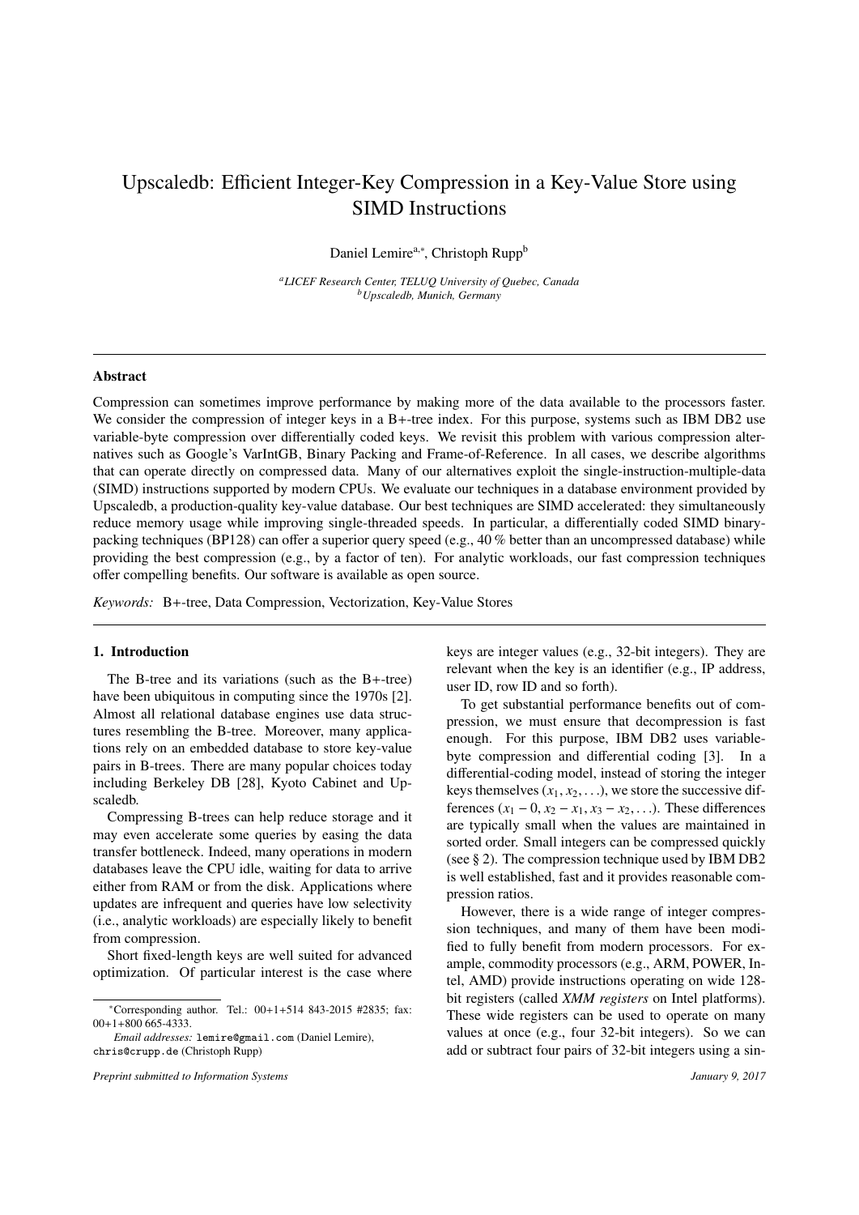# Upscaledb: Efficient Integer-Key Compression in a Key-Value Store using SIMD Instructions

Daniel Lemire[a,*], Christoph Rupp[b]

[a] *LICEF Research Center, TELUQ University of Quebec, Canada*
[b] *Upscaledb, Munich, Germany*

---

### Abstract

Compression can sometimes improve performance by making more of the data available to the processors faster. We consider the compression of integer keys in a B+-tree index. For this purpose, systems such as IBM DB2 use variable-byte compression over differentially coded keys. We revisit this problem with various compression alternatives such as Google's VarIntGB, Binary Packing and Frame-of-Reference. In all cases, we describe algorithms that can operate directly on compressed data. Many of our alternatives exploit the single-instruction-multiple-data (SIMD) instructions supported by modern CPUs. We evaluate our techniques in a database environment provided by Upscaledb, a production-quality key-value database. Our best techniques are SIMD accelerated: they simultaneously reduce memory usage while improving single-threaded speeds. In particular, a differentially coded SIMD binary-packing techniques (BP128) can offer a superior query speed (e.g., 40 % better than an uncompressed database) while providing the best compression (e.g., by a factor of ten). For analytic workloads, our fast compression techniques offer compelling benefits. Our software is available as open source.

*Keywords:* B+-tree, Data Compression, Vectorization, Key-Value Stores

---

## 1. Introduction

The B-tree and its variations (such as the B+-tree) have been ubiquitous in computing since the 1970s [2]. Almost all relational database engines use data structures resembling the B-tree. Moreover, many applications rely on an embedded database to store key-value pairs in B-trees. There are many popular choices today including Berkeley DB [28], Kyoto Cabinet and Upscaledb.

Compressing B-trees can help reduce storage and it may even accelerate some queries by easing the data transfer bottleneck. Indeed, many operations in modern databases leave the CPU idle, waiting for data to arrive either from RAM or from the disk. Applications where updates are infrequent and queries have low selectivity (i.e., analytic workloads) are especially likely to benefit from compression.

Short fixed-length keys are well suited for advanced optimization. Of particular interest is the case where keys are integer values (e.g., 32-bit integers). They are relevant when the key is an identifier (e.g., IP address, user ID, row ID and so forth).

To get substantial performance benefits out of compression, we must ensure that decompression is fast enough. For this purpose, IBM DB2 uses variable-byte compression and differential coding [3]. In a differential-coding model, instead of storing the integer keys themselves $(x_1, x_2, \ldots)$, we store the successive differences $(x_1 - 0, x_2 - x_1, x_3 - x_2, \ldots)$. These differences are typically small when the values are maintained in sorted order. Small integers can be compressed quickly (see § 2). The compression technique used by IBM DB2 is well established, fast and it provides reasonable compression ratios.

However, there is a wide range of integer compression techniques, and many of them have been modified to fully benefit from modern processors. For example, commodity processors (e.g., ARM, POWER, Intel, AMD) provide instructions operating on wide 128-bit registers (called *XMM registers* on Intel platforms). These wide registers can be used to operate on many values at once (e.g., four 32-bit integers). So we can add or subtract four pairs of 32-bit integers using a sin-

---

*Corresponding author. Tel.: 00+1+514 843-2015 #2835; fax: 00+1+800 665-4333.

*Email addresses:* lemire@gmail.com (Daniel Lemire), chris@crupp.de (Christoph Rupp)

*Preprint submitted to Information Systems* *January 9, 2017*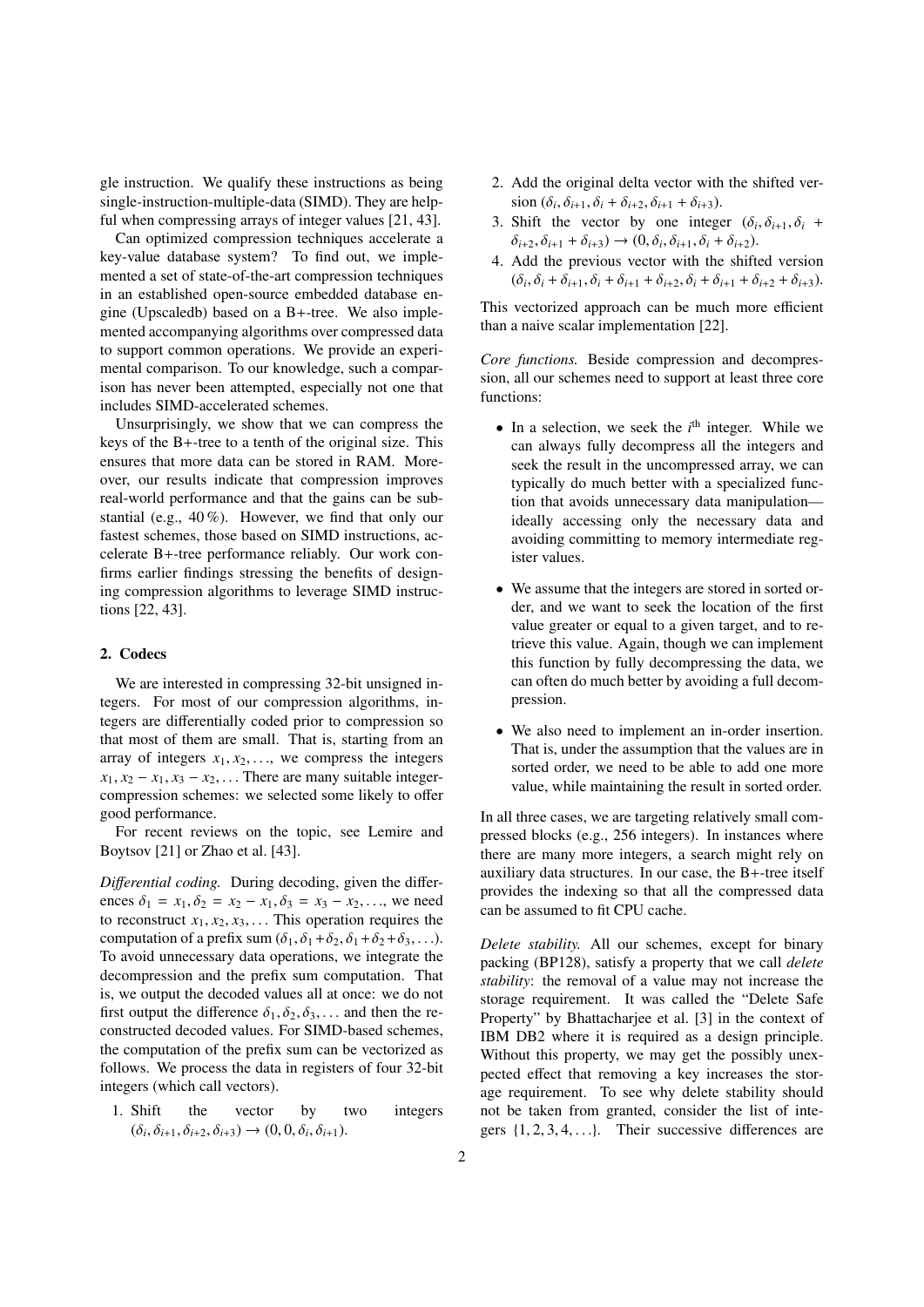gle instruction. We qualify these instructions as being single-instruction-multiple-data (SIMD). They are helpful when compressing arrays of integer values [21, 43].

Can optimized compression techniques accelerate a key-value database system? To find out, we implemented a set of state-of-the-art compression techniques in an established open-source embedded database engine (Upscaledb) based on a B+-tree. We also implemented accompanying algorithms over compressed data to support common operations. We provide an experimental comparison. To our knowledge, such a comparison has never been attempted, especially not one that includes SIMD-accelerated schemes.

Unsurprisingly, we show that we can compress the keys of the B+-tree to a tenth of the original size. This ensures that more data can be stored in RAM. Moreover, our results indicate that compression improves real-world performance and that the gains can be substantial (e.g., 40 %). However, we find that only our fastest schemes, those based on SIMD instructions, accelerate B+-tree performance reliably. Our work confirms earlier findings stressing the benefits of designing compression algorithms to leverage SIMD instructions [22, 43].

## 2. Codecs

We are interested in compressing 32-bit unsigned integers. For most of our compression algorithms, integers are differentially coded prior to compression so that most of them are small. That is, starting from an array of integers $x_1, x_2, \ldots$, we compress the integers $x_1, x_2 - x_1, x_3 - x_2, \ldots$ There are many suitable integer-compression schemes: we selected some likely to offer good performance.

For recent reviews on the topic, see Lemire and Boytsov [21] or Zhao et al. [43].

*Differential coding.* During decoding, given the differences $\delta_1 = x_1, \delta_2 = x_2 - x_1, \delta_3 = x_3 - x_2, \ldots$, we need to reconstruct $x_1, x_2, x_3, \ldots$ This operation requires the computation of a prefix sum $(\delta_1, \delta_1 + \delta_2, \delta_1 + \delta_2 + \delta_3, \ldots)$. To avoid unnecessary data operations, we integrate the decompression and the prefix sum computation. That is, we output the decoded values all at once: we do not first output the difference $\delta_1, \delta_2, \delta_3, \ldots$ and then the reconstructed decoded values. For SIMD-based schemes, the computation of the prefix sum can be vectorized as follows. We process the data in registers of four 32-bit integers (which call vectors).

1. Shift the vector by two integers $(\delta_i, \delta_{i+1}, \delta_{i+2}, \delta_{i+3}) \to (0, 0, \delta_i, \delta_{i+1})$.
2. Add the original delta vector with the shifted version $(\delta_i, \delta_{i+1}, \delta_i + \delta_{i+2}, \delta_{i+1} + \delta_{i+3})$.
3. Shift the vector by one integer $(\delta_i, \delta_{i+1}, \delta_i + \delta_{i+2}, \delta_{i+1} + \delta_{i+3}) \to (0, \delta_i, \delta_{i+1}, \delta_i + \delta_{i+2})$.
4. Add the previous vector with the shifted version $(\delta_i, \delta_i + \delta_{i+1}, \delta_i + \delta_{i+1} + \delta_{i+2}, \delta_i + \delta_{i+1} + \delta_{i+2} + \delta_{i+3})$.

This vectorized approach can be much more efficient than a naive scalar implementation [22].

*Core functions.* Beside compression and decompression, all our schemes need to support at least three core functions:

- In a selection, we seek the $i^{\text{th}}$ integer. While we can always fully decompress all the integers and seek the result in the uncompressed array, we can typically do much better with a specialized function that avoids unnecessary data manipulation—ideally accessing only the necessary data and avoiding committing to memory intermediate register values.
- We assume that the integers are stored in sorted order, and we want to seek the location of the first value greater or equal to a given target, and to retrieve this value. Again, though we can implement this function by fully decompressing the data, we can often do much better by avoiding a full decompression.
- We also need to implement an in-order insertion. That is, under the assumption that the values are in sorted order, we need to be able to add one more value, while maintaining the result in sorted order.

In all three cases, we are targeting relatively small compressed blocks (e.g., 256 integers). In instances where there are many more integers, a search might rely on auxiliary data structures. In our case, the B+-tree itself provides the indexing so that all the compressed data can be assumed to fit CPU cache.

*Delete stability.* All our schemes, except for binary packing (BP128), satisfy a property that we call *delete stability*: the removal of a value may not increase the storage requirement. It was called the "Delete Safe Property" by Bhattacharjee et al. [3] in the context of IBM DB2 where it is required as a design principle. Without this property, we may get the possibly unexpected effect that removing a key increases the storage requirement. To see why delete stability should not be taken from granted, consider the list of integers $\{1, 2, 3, 4, \ldots\}$. Their successive differences are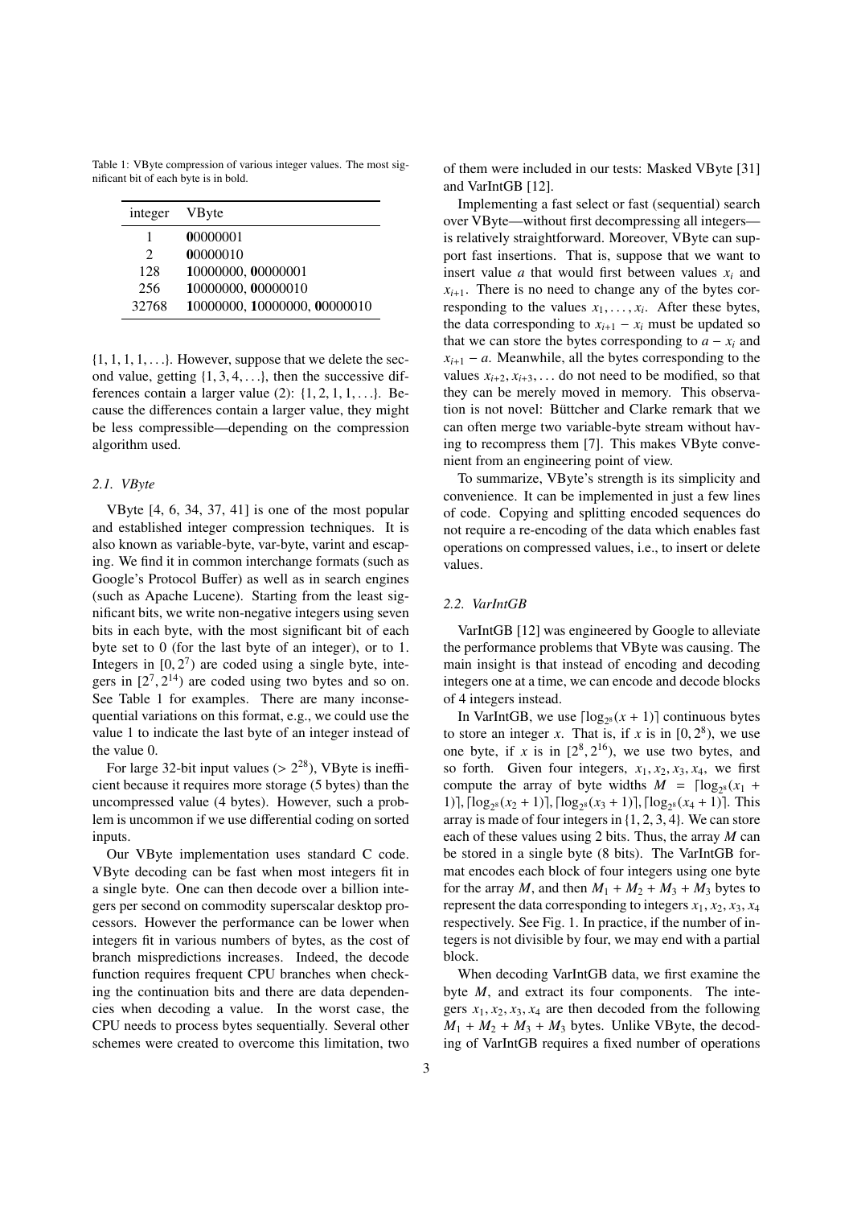Table 1: VByte compression of various integer values. The most significant bit of each byte is in bold.

| integer | VByte |
|---|---|
| 1 | **0**0000001 |
| 2 | **0**0000010 |
| 128 | **1**0000000, **0**0000001 |
| 256 | **1**0000000, **0**0000010 |
| 32768 | **1**0000000, **1**0000000, **0**0000010 |

$\{1, 1, 1, 1, \ldots\}$. However, suppose that we delete the second value, getting $\{1, 3, 4, \ldots\}$, then the successive differences contain a larger value (2): $\{1, 2, 1, 1, \ldots\}$. Because the differences contain a larger value, they might be less compressible—depending on the compression algorithm used.

### 2.1. VByte

VByte [4, 6, 34, 37, 41] is one of the most popular and established integer compression techniques. It is also known as variable-byte, var-byte, varint and escaping. We find it in common interchange formats (such as Google's Protocol Buffer) as well as in search engines (such as Apache Lucene). Starting from the least significant bits, we write non-negative integers using seven bits in each byte, with the most significant bit of each byte set to 0 (for the last byte of an integer), or to 1. Integers in $[0, 2^7)$ are coded using a single byte, integers in $[2^7, 2^{14})$ are coded using two bytes and so on. See Table 1 for examples. There are many inconsequential variations on this format, e.g., we could use the value 1 to indicate the last byte of an integer instead of the value 0.

For large 32-bit input values ($> 2^{28}$), VByte is inefficient because it requires more storage (5 bytes) than the uncompressed value (4 bytes). However, such a problem is uncommon if we use differential coding on sorted inputs.

Our VByte implementation uses standard C code. VByte decoding can be fast when most integers fit in a single byte. One can then decode over a billion integers per second on commodity superscalar desktop processors. However the performance can be lower when integers fit in various numbers of bytes, as the cost of branch mispredictions increases. Indeed, the decode function requires frequent CPU branches when checking the continuation bits and there are data dependencies when decoding a value. In the worst case, the CPU needs to process bytes sequentially. Several other schemes were created to overcome this limitation, two of them were included in our tests: Masked VByte [31] and VarIntGB [12].

Implementing a fast select or fast (sequential) search over VByte—without first decompressing all integers—is relatively straightforward. Moreover, VByte can support fast insertions. That is, suppose that we want to insert value $a$ that would first between values $x_i$ and $x_{i+1}$. There is no need to change any of the bytes corresponding to the values $x_1, \ldots, x_i$. After these bytes, the data corresponding to $x_{i+1} - x_i$ must be updated so that we can store the bytes corresponding to $a - x_i$ and $x_{i+1} - a$. Meanwhile, all the bytes corresponding to the values $x_{i+2}, x_{i+3}, \ldots$ do not need to be modified, so that they can be merely moved in memory. This observation is not novel: Büttcher and Clarke remark that we can often merge two variable-byte stream without having to recompress them [7]. This makes VByte convenient from an engineering point of view.

To summarize, VByte's strength is its simplicity and convenience. It can be implemented in just a few lines of code. Copying and splitting encoded sequences do not require a re-encoding of the data which enables fast operations on compressed values, i.e., to insert or delete values.

### 2.2. VarIntGB

VarIntGB [12] was engineered by Google to alleviate the performance problems that VByte was causing. The main insight is that instead of encoding and decoding integers one at a time, we can encode and decode blocks of 4 integers instead.

In VarIntGB, we use $\lceil \log_{2^8}(x + 1) \rceil$ continuous bytes to store an integer $x$. That is, if $x$ is in $[0, 2^8)$, we use one byte, if $x$ is in $[2^8, 2^{16})$, we use two bytes, and so forth. Given four integers, $x_1, x_2, x_3, x_4$, we first compute the array of byte widths $M = \lceil \log_{2^8}(x_1 + 1) \rceil, \lceil \log_{2^8}(x_2 + 1) \rceil, \lceil \log_{2^8}(x_3 + 1) \rceil, \lceil \log_{2^8}(x_4 + 1) \rceil$. This array is made of four integers in $\{1, 2, 3, 4\}$. We can store each of these values using 2 bits. Thus, the array $M$ can be stored in a single byte (8 bits). The VarIntGB format encodes each block of four integers using one byte for the array $M$, and then $M_1 + M_2 + M_3 + M_3$ bytes to represent the data corresponding to integers $x_1, x_2, x_3, x_4$ respectively. See Fig. 1. In practice, if the number of integers is not divisible by four, we may end with a partial block.

When decoding VarIntGB data, we first examine the byte $M$, and extract its four components. The integers $x_1, x_2, x_3, x_4$ are then decoded from the following $M_1 + M_2 + M_3 + M_3$ bytes. Unlike VByte, the decoding of VarIntGB requires a fixed number of operations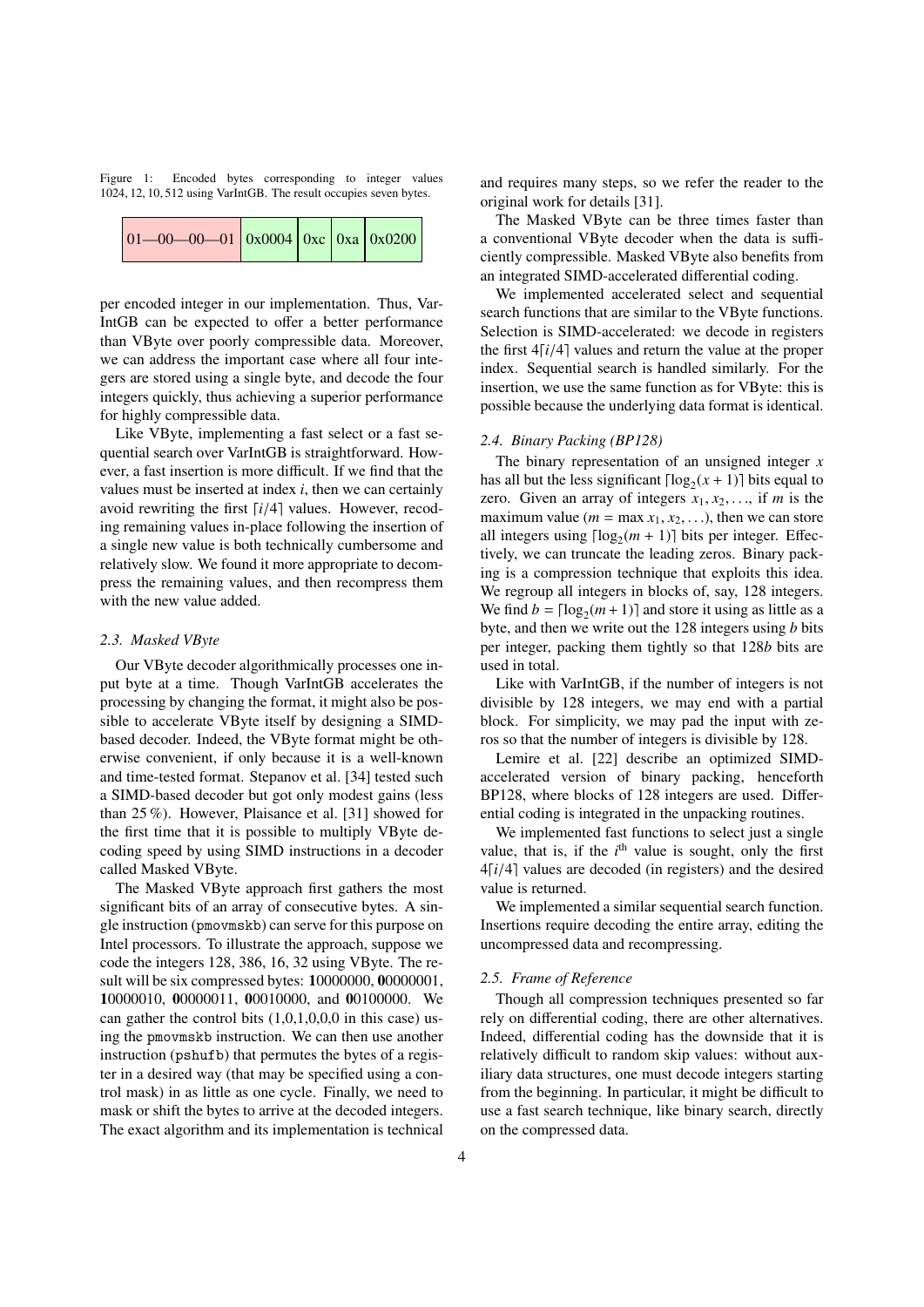Figure 1: Encoded bytes corresponding to integer values 1024, 12, 10, 512 using VarIntGB. The result occupies seven bytes.

| 01—00—00—01 | 0x0004 | 0xc | 0xa | 0x0200 |
|---|---|---|---|---|

per encoded integer in our implementation. Thus, VarIntGB can be expected to offer a better performance than VByte over poorly compressible data. Moreover, we can address the important case where all four integers are stored using a single byte, and decode the four integers quickly, thus achieving a superior performance for highly compressible data.

Like VByte, implementing a fast select or a fast sequential search over VarIntGB is straightforward. However, a fast insertion is more difficult. If we find that the values must be inserted at index $i$, then we can certainly avoid rewriting the first $\lceil i/4 \rceil$ values. However, recoding remaining values in-place following the insertion of a single new value is both technically cumbersome and relatively slow. We found it more appropriate to decompress the remaining values, and then recompress them with the new value added.

### 2.3. Masked VByte

Our VByte decoder algorithmically processes one input byte at a time. Though VarIntGB accelerates the processing by changing the format, it might also be possible to accelerate VByte itself by designing a SIMD-based decoder. Indeed, the VByte format might be otherwise convenient, if only because it is a well-known and time-tested format. Stepanov et al. [34] tested such a SIMD-based decoder but got only modest gains (less than 25 %). However, Plaisance et al. [31] showed for the first time that it is possible to multiply VByte decoding speed by using SIMD instructions in a decoder called Masked VByte.

The Masked VByte approach first gathers the most significant bits of an array of consecutive bytes. A single instruction (pmovmskb) can serve for this purpose on Intel processors. To illustrate the approach, suppose we code the integers 128, 386, 16, 32 using VByte. The result will be six compressed bytes: **1**0000000, **0**0000001, **1**0000010, **0**0000011, **0**0010000, and **0**0100000. We can gather the control bits (1,0,1,0,0,0 in this case) using the pmovmskb instruction. We can then use another instruction (pshufb) that permutes the bytes of a register in a desired way (that may be specified using a control mask) in as little as one cycle. Finally, we need to mask or shift the bytes to arrive at the decoded integers. The exact algorithm and its implementation is technical and requires many steps, so we refer the reader to the original work for details [31].

The Masked VByte can be three times faster than a conventional VByte decoder when the data is sufficiently compressible. Masked VByte also benefits from an integrated SIMD-accelerated differential coding.

We implemented accelerated select and sequential search functions that are similar to the VByte functions. Selection is SIMD-accelerated: we decode in registers the first $4\lceil i/4 \rceil$ values and return the value at the proper index. Sequential search is handled similarly. For the insertion, we use the same function as for VByte: this is possible because the underlying data format is identical.

### 2.4. Binary Packing (BP128)

The binary representation of an unsigned integer $x$ has all but the less significant $\lceil \log_2(x + 1) \rceil$ bits equal to zero. Given an array of integers $x_1, x_2, \ldots$, if $m$ is the maximum value ($m = \max x_1, x_2, \ldots$), then we can store all integers using $\lceil \log_2(m + 1) \rceil$ bits per integer. Effectively, we can truncate the leading zeros. Binary packing is a compression technique that exploits this idea. We regroup all integers in blocks of, say, 128 integers. We find $b = \lceil \log_2(m + 1) \rceil$ and store it using as little as a byte, and then we write out the 128 integers using $b$ bits per integer, packing them tightly so that $128b$ bits are used in total.

Like with VarIntGB, if the number of integers is not divisible by 128 integers, we may end with a partial block. For simplicity, we may pad the input with zeros so that the number of integers is divisible by 128.

Lemire et al. [22] describe an optimized SIMD-accelerated version of binary packing, henceforth BP128, where blocks of 128 integers are used. Differential coding is integrated in the unpacking routines.

We implemented fast functions to select just a single value, that is, if the $i^{\text{th}}$ value is sought, only the first $4\lceil i/4 \rceil$ values are decoded (in registers) and the desired value is returned.

We implemented a similar sequential search function. Insertions require decoding the entire array, editing the uncompressed data and recompressing.

### 2.5. Frame of Reference

Though all compression techniques presented so far rely on differential coding, there are other alternatives. Indeed, differential coding has the downside that it is relatively difficult to random skip values: without auxiliary data structures, one must decode integers starting from the beginning. In particular, it might be difficult to use a fast search technique, like binary search, directly on the compressed data.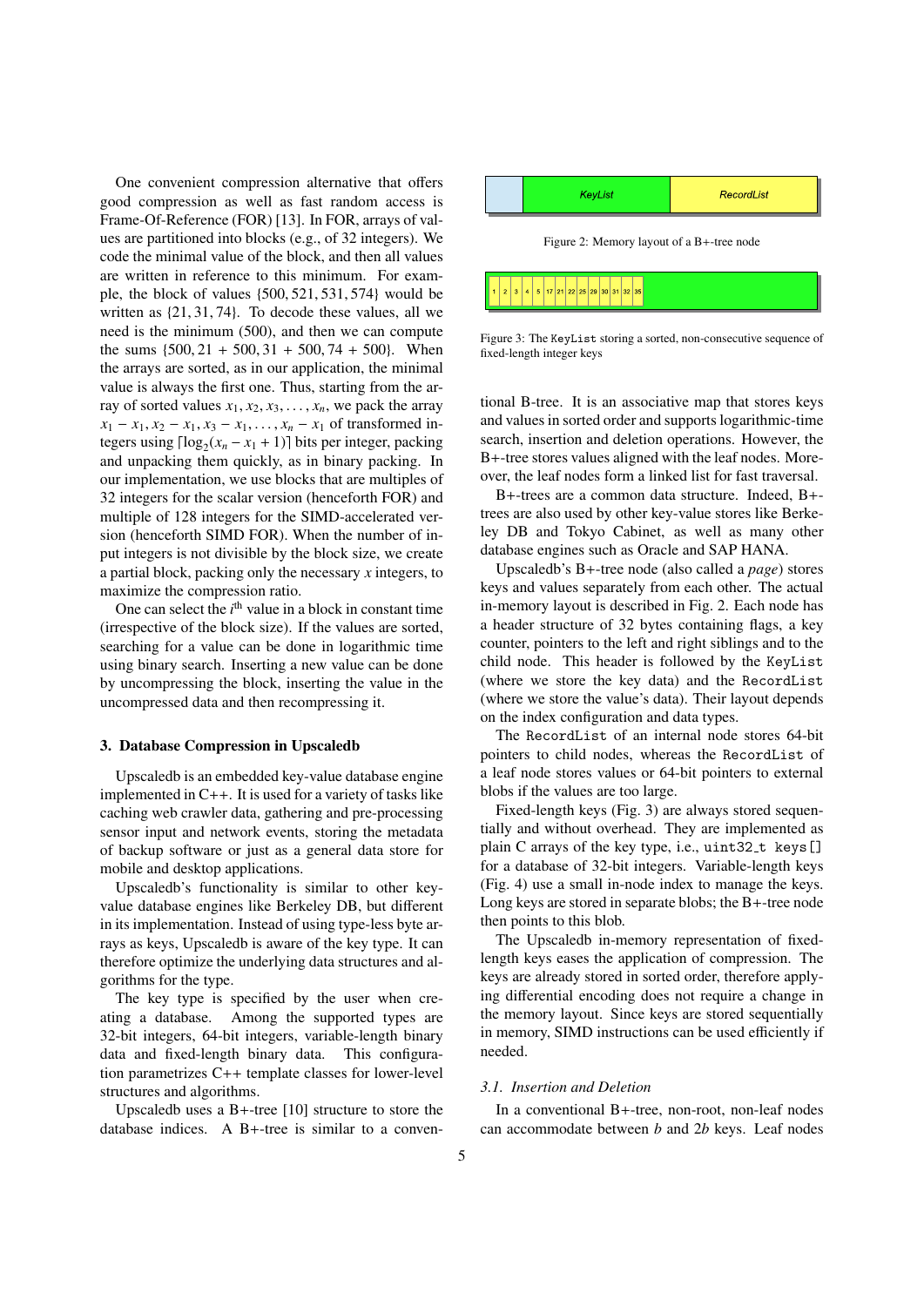One convenient compression alternative that offers good compression as well as fast random access is Frame-Of-Reference (FOR) [13]. In FOR, arrays of values are partitioned into blocks (e.g., of 32 integers). We code the minimal value of the block, and then all values are written in reference to this minimum. For example, the block of values $\{500, 521, 531, 574\}$ would be written as $\{21, 31, 74\}$. To decode these values, all we need is the minimum (500), and then we can compute the sums $\{500, 21 + 500, 31 + 500, 74 + 500\}$. When the arrays are sorted, as in our application, the minimal value is always the first one. Thus, starting from the array of sorted values $x_1, x_2, x_3, \ldots, x_n$, we pack the array $x_1 - x_1, x_2 - x_1, x_3 - x_1, \ldots, x_n - x_1$ of transformed integers using $\lceil \log_2(x_n - x_1 + 1) \rceil$ bits per integer, packing and unpacking them quickly, as in binary packing. In our implementation, we use blocks that are multiples of 32 integers for the scalar version (henceforth FOR) and multiple of 128 integers for the SIMD-accelerated version (henceforth SIMD FOR). When the number of input integers is not divisible by the block size, we create a partial block, packing only the necessary $x$ integers, to maximize the compression ratio.

One can select the $i^{\text{th}}$ value in a block in constant time (irrespective of the block size). If the values are sorted, searching for a value can be done in logarithmic time using binary search. Inserting a new value can be done by uncompressing the block, inserting the value in the uncompressed data and then recompressing it.

### 3. Database Compression in Upscaledb

Upscaledb is an embedded key-value database engine implemented in C++. It is used for a variety of tasks like caching web crawler data, gathering and pre-processing sensor input and network events, storing the metadata of backup software or just as a general data store for mobile and desktop applications.

Upscaledb's functionality is similar to other key-value database engines like Berkeley DB, but different in its implementation. Instead of using type-less byte arrays as keys, Upscaledb is aware of the key type. It can therefore optimize the underlying data structures and algorithms for the type.

The key type is specified by the user when creating a database. Among the supported types are 32-bit integers, 64-bit integers, variable-length binary data and fixed-length binary data. This configuration parametrizes C++ template classes for lower-level structures and algorithms.

Upscaledb uses a B+-tree [10] structure to store the database indices. A B+-tree is similar to a conventional B-tree. It is an associative map that stores keys and values in sorted order and supports logarithmic-time search, insertion and deletion operations. However, the B+-tree stores values aligned with the leaf nodes. Moreover, the leaf nodes form a linked list for fast traversal.

Figure 2: Memory layout of a B+-tree node

Figure 3: The `KeyList` storing a sorted, non-consecutive sequence of fixed-length integer keys

B+-trees are a common data structure. Indeed, B+-trees are also used by other key-value stores like Berkeley DB and Tokyo Cabinet, as well as many other database engines such as Oracle and SAP HANA.

Upscaledb's B+-tree node (also called a *page*) stores keys and values separately from each other. The actual in-memory layout is described in Fig. 2. Each node has a header structure of 32 bytes containing flags, a key counter, pointers to the left and right siblings and to the child node. This header is followed by the `KeyList` (where we store the key data) and the `RecordList` (where we store the value's data). Their layout depends on the index configuration and data types.

The `RecordList` of an internal node stores 64-bit pointers to child nodes, whereas the `RecordList` of a leaf node stores values or 64-bit pointers to external blobs if the values are too large.

Fixed-length keys (Fig. 3) are always stored sequentially and without overhead. They are implemented as plain C arrays of the key type, i.e., `uint32_t keys[]` for a database of 32-bit integers. Variable-length keys (Fig. 4) use a small in-node index to manage the keys. Long keys are stored in separate blobs; the B+-tree node then points to this blob.

The Upscaledb in-memory representation of fixed-length keys eases the application of compression. The keys are already stored in sorted order, therefore applying differential encoding does not require a change in the memory layout. Since keys are stored sequentially in memory, SIMD instructions can be used efficiently if needed.

#### *3.1. Insertion and Deletion*

In a conventional B+-tree, non-root, non-leaf nodes can accommodate between $b$ and $2b$ keys. Leaf nodes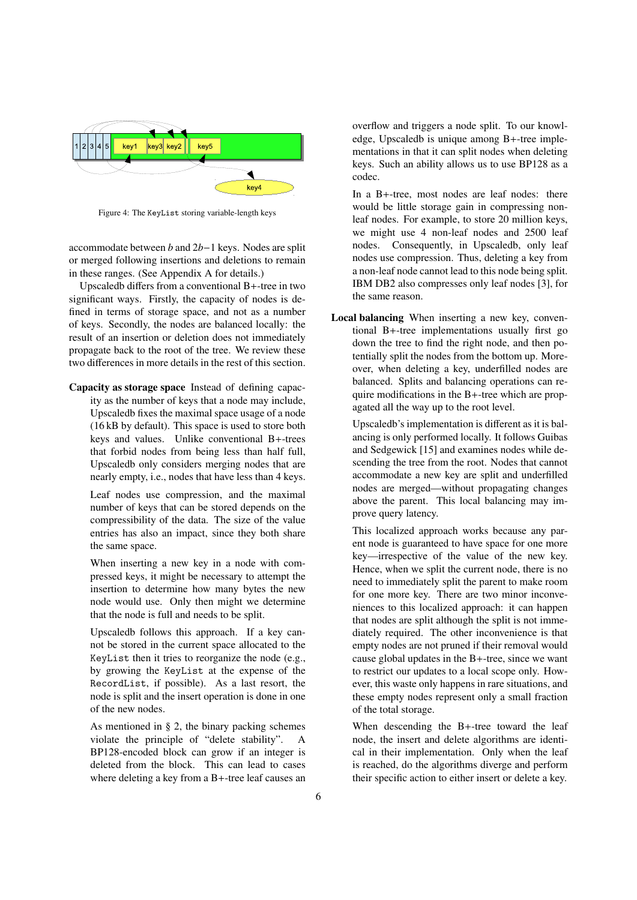Figure 4: The `KeyList` storing variable-length keys

accommodate between $b$ and $2b-1$ keys. Nodes are split or merged following insertions and deletions to remain in these ranges. (See Appendix A for details.)

Upscaledb differs from a conventional B+-tree in two significant ways. Firstly, the capacity of nodes is defined in terms of storage space, and not as a number of keys. Secondly, the nodes are balanced locally: the result of an insertion or deletion does not immediately propagate back to the root of the tree. We review these two differences in more details in the rest of this section.

**Capacity as storage space** Instead of defining capacity as the number of keys that a node may include, Upscaledb fixes the maximal space usage of a node (16 kB by default). This space is used to store both keys and values. Unlike conventional B+-trees that forbid nodes from being less than half full, Upscaledb only considers merging nodes that are nearly empty, i.e., nodes that have less than 4 keys.

Leaf nodes use compression, and the maximal number of keys that can be stored depends on the compressibility of the data. The size of the value entries has also an impact, since they both share the same space.

When inserting a new key in a node with compressed keys, it might be necessary to attempt the insertion to determine how many bytes the new node would use. Only then might we determine that the node is full and needs to be split.

Upscaledb follows this approach. If a key cannot be stored in the current space allocated to the `KeyList` then it tries to reorganize the node (e.g., by growing the `KeyList` at the expense of the `RecordList`, if possible). As a last resort, the node is split and the insert operation is done in one of the new nodes.

As mentioned in § 2, the binary packing schemes violate the principle of "delete stability". A BP128-encoded block can grow if an integer is deleted from the block. This can lead to cases where deleting a key from a B+-tree leaf causes an overflow and triggers a node split. To our knowledge, Upscaledb is unique among B+-tree implementations in that it can split nodes when deleting keys. Such an ability allows us to use BP128 as a codec.

In a B+-tree, most nodes are leaf nodes: there would be little storage gain in compressing non-leaf nodes. For example, to store 20 million keys, we might use 4 non-leaf nodes and 2500 leaf nodes. Consequently, in Upscaledb, only leaf nodes use compression. Thus, deleting a key from a non-leaf node cannot lead to this node being split. IBM DB2 also compresses only leaf nodes [3], for the same reason.

**Local balancing** When inserting a new key, conventional B+-tree implementations usually first go down the tree to find the right node, and then potentially split the nodes from the bottom up. Moreover, when deleting a key, underfilled nodes are balanced. Splits and balancing operations can require modifications in the B+-tree which are propagated all the way up to the root level.

Upscaledb's implementation is different as it is balancing is only performed locally. It follows Guibas and Sedgewick [15] and examines nodes while descending the tree from the root. Nodes that cannot accommodate a new key are split and underfilled nodes are merged—without propagating changes above the parent. This local balancing may improve query latency.

This localized approach works because any parent node is guaranteed to have space for one more key—irrespective of the value of the new key. Hence, when we split the current node, there is no need to immediately split the parent to make room for one more key. There are two minor inconveniences to this localized approach: it can happen that nodes are split although the split is not immediately required. The other inconvenience is that empty nodes are not pruned if their removal would cause global updates in the B+-tree, since we want to restrict our updates to a local scope only. However, this waste only happens in rare situations, and these empty nodes represent only a small fraction of the total storage.

When descending the B+-tree toward the leaf node, the insert and delete algorithms are identical in their implementation. Only when the leaf is reached, do the algorithms diverge and perform their specific action to either insert or delete a key.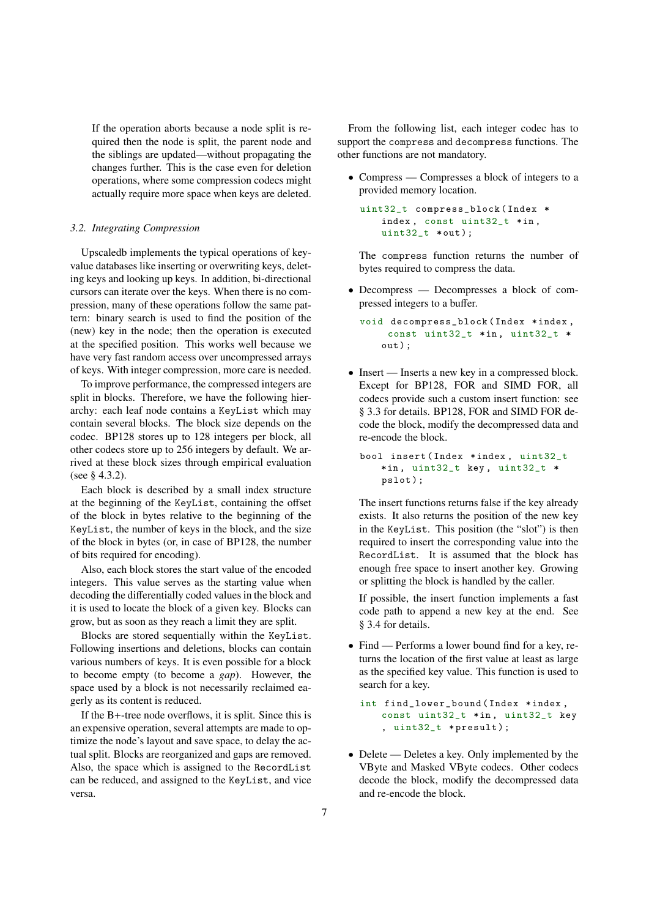If the operation aborts because a node split is required then the node is split, the parent node and the siblings are updated—without propagating the changes further. This is the case even for deletion operations, where some compression codecs might actually require more space when keys are deleted.

### *3.2. Integrating Compression*

Upscaledb implements the typical operations of key-value databases like inserting or overwriting keys, deleting keys and looking up keys. In addition, bi-directional cursors can iterate over the keys. When there is no compression, many of these operations follow the same pattern: binary search is used to find the position of the (new) key in the node; then the operation is executed at the specified position. This works well because we have very fast random access over uncompressed arrays of keys. With integer compression, more care is needed.

To improve performance, the compressed integers are split in blocks. Therefore, we have the following hierarchy: each leaf node contains a `KeyList` which may contain several blocks. The block size depends on the codec. BP128 stores up to 128 integers per block, all other codecs store up to 256 integers by default. We arrived at these block sizes through empirical evaluation (see § 4.3.2).

Each block is described by a small index structure at the beginning of the `KeyList`, containing the offset of the block in bytes relative to the beginning of the `KeyList`, the number of keys in the block, and the size of the block in bytes (or, in case of BP128, the number of bits required for encoding).

Also, each block stores the start value of the encoded integers. This value serves as the starting value when decoding the differentially coded values in the block and it is used to locate the block of a given key. Blocks can grow, but as soon as they reach a limit they are split.

Blocks are stored sequentially within the `KeyList`. Following insertions and deletions, blocks can contain various numbers of keys. It is even possible for a block to become empty (to become a *gap*). However, the space used by a block is not necessarily reclaimed eagerly as its content is reduced.

If the B+-tree node overflows, it is split. Since this is an expensive operation, several attempts are made to optimize the node's layout and save space, to delay the actual split. Blocks are reorganized and gaps are removed. Also, the space which is assigned to the `RecordList` can be reduced, and assigned to the `KeyList`, and vice versa.

From the following list, each integer codec has to support the `compress` and `decompress` functions. The other functions are not mandatory.

- Compress — Compresses a block of integers to a provided memory location.

  ```
  uint32_t compress_block(Index *
      index, const uint32_t *in,
      uint32_t *out);
  ```

  The `compress` function returns the number of bytes required to compress the data.

- Decompress — Decompresses a block of compressed integers to a buffer.

  ```
  void decompress_block(Index *index,
       const uint32_t *in, uint32_t *
      out);
  ```

- Insert — Inserts a new key in a compressed block. Except for BP128, FOR and SIMD FOR, all codecs provide such a custom insert function: see § 3.3 for details. BP128, FOR and SIMD FOR decode the block, modify the decompressed data and re-encode the block.

  ```
  bool insert(Index *index, uint32_t
      *in, uint32_t key, uint32_t *
      pslot);
  ```

  The insert functions returns false if the key already exists. It also returns the position of the new key in the `KeyList`. This position (the "slot") is then required to insert the corresponding value into the `RecordList`. It is assumed that the block has enough free space to insert another key. Growing or splitting the block is handled by the caller.

  If possible, the insert function implements a fast code path to append a new key at the end. See § 3.4 for details.

- Find — Performs a lower bound find for a key, returns the location of the first value at least as large as the specified key value. This function is used to search for a key.

  ```
  int find_lower_bound(Index *index,
      const uint32_t *in, uint32_t key
      , uint32_t *presult);
  ```

- Delete — Deletes a key. Only implemented by the VByte and Masked VByte codecs. Other codecs decode the block, modify the decompressed data and re-encode the block.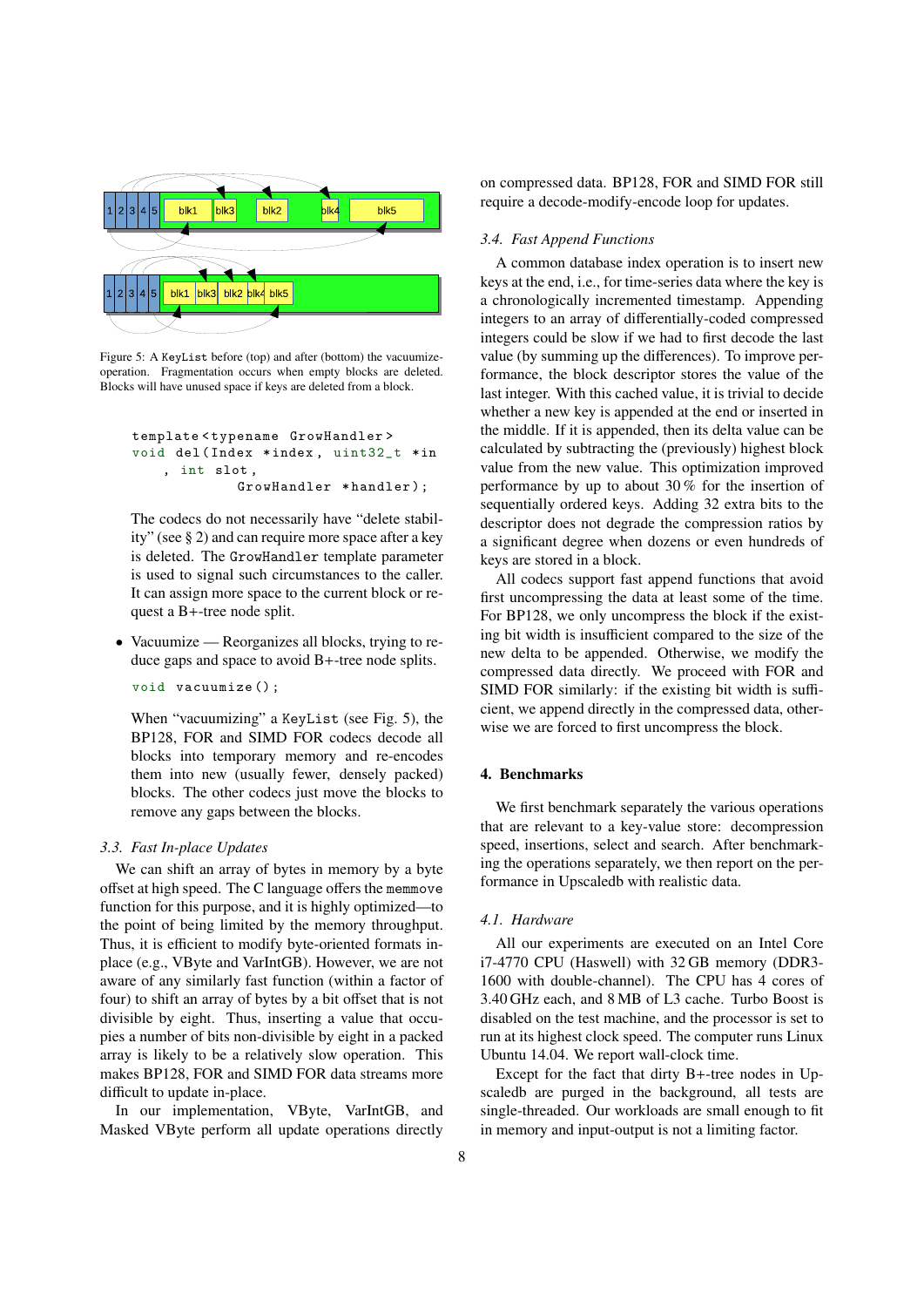Figure 5: A KeyList before (top) and after (bottom) the vacuumize-operation. Fragmentation occurs when empty blocks are deleted. Blocks will have unused space if keys are deleted from a block.

```
template<typename GrowHandler>
void del(Index *index, uint32_t *in
    , int slot,
          GrowHandler *handler);
```

The codecs do not necessarily have "delete stability" (see § 2) and can require more space after a key is deleted. The GrowHandler template parameter is used to signal such circumstances to the caller. It can assign more space to the current block or request a B+-tree node split.

- Vacuumize — Reorganizes all blocks, trying to reduce gaps and space to avoid B+-tree node splits.

  ```
  void vacuumize();
  ```

  When "vacuumizing" a KeyList (see Fig. 5), the BP128, FOR and SIMD FOR codecs decode all blocks into temporary memory and re-encodes them into new (usually fewer, densely packed) blocks. The other codecs just move the blocks to remove any gaps between the blocks.

### 3.3. Fast In-place Updates

We can shift an array of bytes in memory by a byte offset at high speed. The C language offers the memmove function for this purpose, and it is highly optimized—to the point of being limited by the memory throughput. Thus, it is efficient to modify byte-oriented formats in-place (e.g., VByte and VarIntGB). However, we are not aware of any similarly fast function (within a factor of four) to shift an array of bytes by a bit offset that is not divisible by eight. Thus, inserting a value that occupies a number of bits non-divisible by eight in a packed array is likely to be a relatively slow operation. This makes BP128, FOR and SIMD FOR data streams more difficult to update in-place.

In our implementation, VByte, VarIntGB, and Masked VByte perform all update operations directly on compressed data. BP128, FOR and SIMD FOR still require a decode-modify-encode loop for updates.

### 3.4. Fast Append Functions

A common database index operation is to insert new keys at the end, i.e., for time-series data where the key is a chronologically incremented timestamp. Appending integers to an array of differentially-coded compressed integers could be slow if we had to first decode the last value (by summing up the differences). To improve performance, the block descriptor stores the value of the last integer. With this cached value, it is trivial to decide whether a new key is appended at the end or inserted in the middle. If it is appended, then its delta value can be calculated by subtracting the (previously) highest block value from the new value. This optimization improved performance by up to about 30 % for the insertion of sequentially ordered keys. Adding 32 extra bits to the descriptor does not degrade the compression ratios by a significant degree when dozens or even hundreds of keys are stored in a block.

All codecs support fast append functions that avoid first uncompressing the data at least some of the time. For BP128, we only uncompress the block if the existing bit width is insufficient compared to the size of the new delta to be appended. Otherwise, we modify the compressed data directly. We proceed with FOR and SIMD FOR similarly: if the existing bit width is sufficient, we append directly in the compressed data, otherwise we are forced to first uncompress the block.

## 4. Benchmarks

We first benchmark separately the various operations that are relevant to a key-value store: decompression speed, insertions, select and search. After benchmarking the operations separately, we then report on the performance in Upscaledb with realistic data.

### 4.1. Hardware

All our experiments are executed on an Intel Core i7-4770 CPU (Haswell) with 32 GB memory (DDR3-1600 with double-channel). The CPU has 4 cores of 3.40 GHz each, and 8 MB of L3 cache. Turbo Boost is disabled on the test machine, and the processor is set to run at its highest clock speed. The computer runs Linux Ubuntu 14.04. We report wall-clock time.

Except for the fact that dirty B+-tree nodes in Upscaledb are purged in the background, all tests are single-threaded. Our workloads are small enough to fit in memory and input-output is not a limiting factor.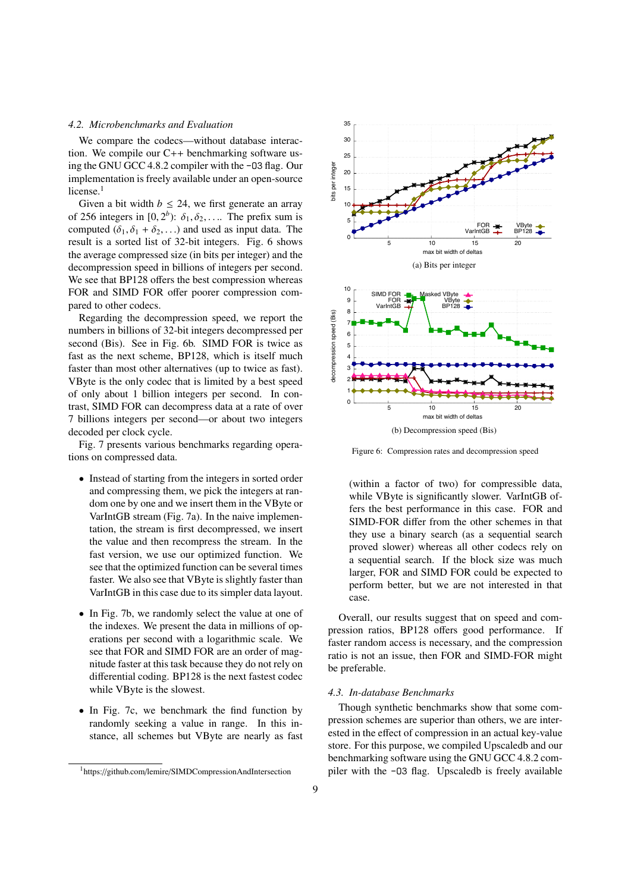### 4.2. Microbenchmarks and Evaluation

We compare the codecs—without database interaction. We compile our C++ benchmarking software using the GNU GCC 4.8.2 compiler with the `-O3` flag. Our implementation is freely available under an open-source license.[1]

Given a bit width $b \leq 24$, we first generate an array of 256 integers in $[0, 2^b)$: $\delta_1, \delta_2, \ldots$. The prefix sum is computed $(\delta_1, \delta_1 + \delta_2, \ldots)$ and used as input data. The result is a sorted list of 32-bit integers. Fig. 6 shows the average compressed size (in bits per integer) and the decompression speed in billions of integers per second. We see that BP128 offers the best compression whereas FOR and SIMD FOR offer poorer compression compared to other codecs.

Regarding the decompression speed, we report the numbers in billions of 32-bit integers decompressed per second (Bis). See in Fig. 6b. SIMD FOR is twice as fast as the next scheme, BP128, which is itself much faster than most other alternatives (up to twice as fast). VByte is the only codec that is limited by a best speed of only about 1 billion integers per second. In contrast, SIMD FOR can decompress data at a rate of over 7 billions integers per second—or about two integers decoded per clock cycle.

Fig. 7 presents various benchmarks regarding operations on compressed data.

- Instead of starting from the integers in sorted order and compressing them, we pick the integers at random one by one and we insert them in the VByte or VarIntGB stream (Fig. 7a). In the naive implementation, the stream is first decompressed, we insert the value and then recompress the stream. In the fast version, we use our optimized function. We see that the optimized function can be several times faster. We also see that VByte is slightly faster than VarIntGB in this case due to its simpler data layout.
- In Fig. 7b, we randomly select the value at one of the indexes. We present the data in millions of operations per second with a logarithmic scale. We see that FOR and SIMD FOR are an order of magnitude faster at this task because they do not rely on differential coding. BP128 is the next fastest codec while VByte is the slowest.
- In Fig. 7c, we benchmark the find function by randomly seeking a value in range. In this instance, all schemes but VByte are nearly as fast (within a factor of two) for compressible data, while VByte is significantly slower. VarIntGB offers the best performance in this case. FOR and SIMD-FOR differ from the other schemes in that they use a binary search (as a sequential search proved slower) whereas all other codecs rely on a sequential search. If the block size was much larger, FOR and SIMD FOR could be expected to perform better, but we are not interested in that case.

[1] https://github.com/lemire/SIMDCompressionAndIntersection

(a) Bits per integer

(b) Decompression speed (Bis)

Figure 6: Compression rates and decompression speed

Overall, our results suggest that on speed and compression ratios, BP128 offers good performance. If faster random access is necessary, and the compression ratio is not an issue, then FOR and SIMD-FOR might be preferable.

### 4.3. In-database Benchmarks

Though synthetic benchmarks show that some compression schemes are superior than others, we are interested in the effect of compression in an actual key-value store. For this purpose, we compiled Upscaledb and our benchmarking software using the GNU GCC 4.8.2 compiler with the `-O3` flag. Upscaledb is freely available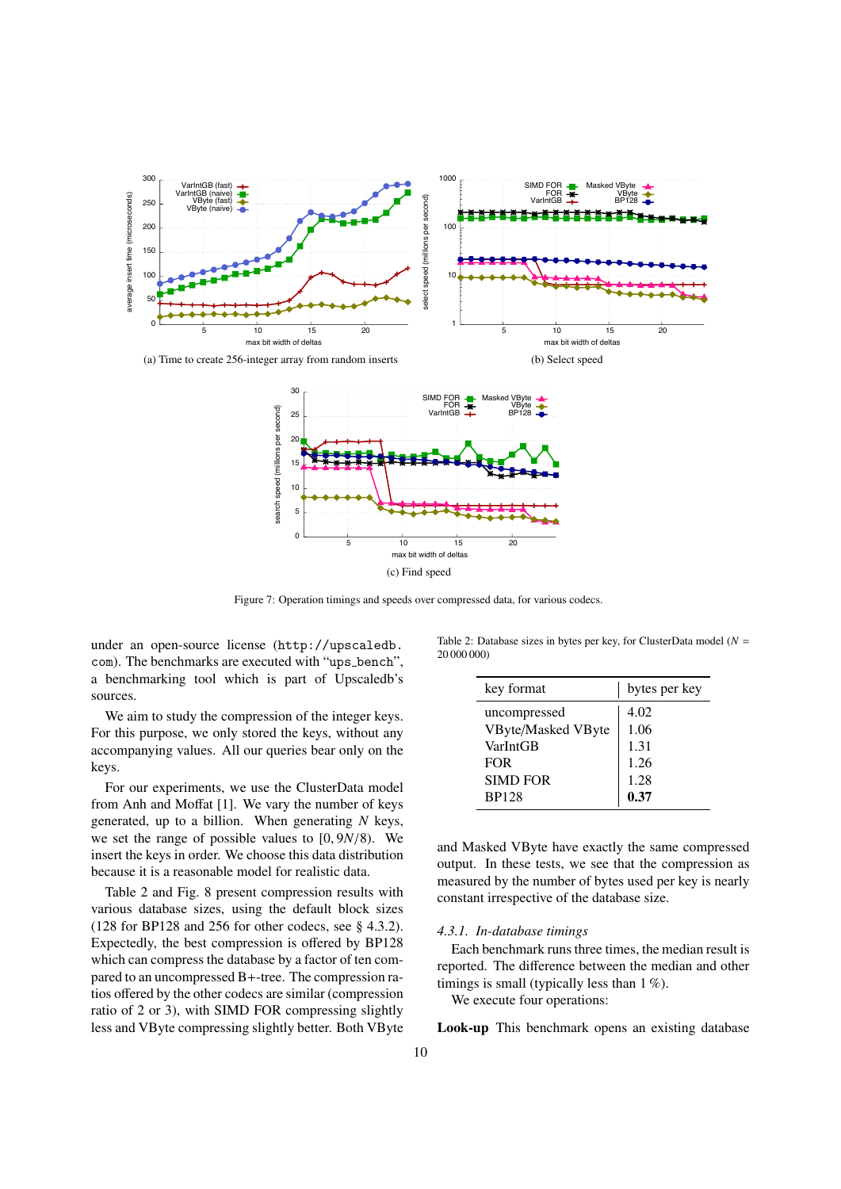(a) Time to create 256-integer array from random inserts

(b) Select speed

(c) Find speed

Figure 7: Operation timings and speeds over compressed data, for various codecs.

under an open-source license (http://upscaledb.com). The benchmarks are executed with "ups_bench", a benchmarking tool which is part of Upscaledb's sources.

We aim to study the compression of the integer keys. For this purpose, we only stored the keys, without any accompanying values. All our queries bear only on the keys.

For our experiments, we use the ClusterData model from Anh and Moffat [1]. We vary the number of keys generated, up to a billion. When generating $N$ keys, we set the range of possible values to $[0, 9N/8)$. We insert the keys in order. We choose this data distribution because it is a reasonable model for realistic data.

Table 2 and Fig. 8 present compression results with various database sizes, using the default block sizes (128 for BP128 and 256 for other codecs, see § 4.3.2). Expectedly, the best compression is offered by BP128 which can compress the database by a factor of ten compared to an uncompressed B+-tree. The compression ratios offered by the other codecs are similar (compression ratio of 2 or 3), with SIMD FOR compressing slightly less and VByte compressing slightly better. Both VByte and Masked VByte have exactly the same compressed output. In these tests, we see that the compression as measured by the number of bytes used per key is nearly constant irrespective of the database size.

Table 2: Database sizes in bytes per key, for ClusterData model ($N$ = 20 000 000)

| key format | bytes per key |
|---|---|
| uncompressed | 4.02 |
| VByte/Masked VByte | 1.06 |
| VarIntGB | 1.31 |
| FOR | 1.26 |
| SIMD FOR | 1.28 |
| BP128 | **0.37** |

### 4.3.1. *In-database timings*

Each benchmark runs three times, the median result is reported. The difference between the median and other timings is small (typically less than 1 %).

We execute four operations:

**Look-up** This benchmark opens an existing database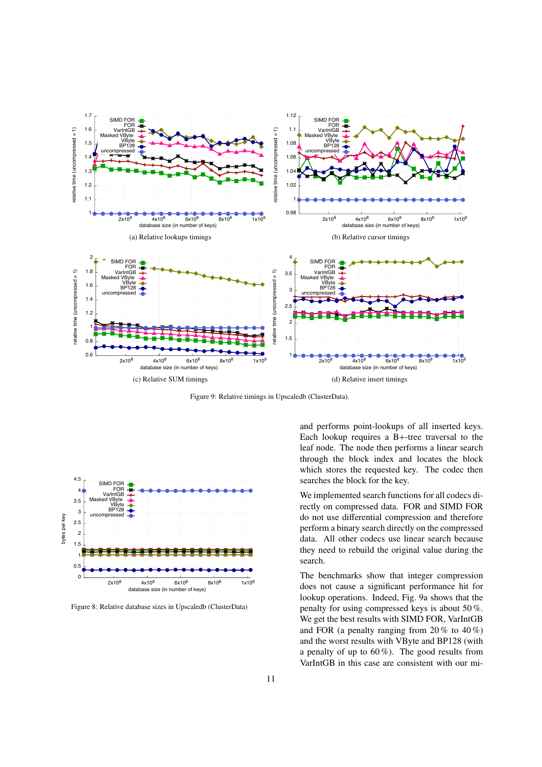(a) Relative lookups timings

(b) Relative cursor timings

(c) Relative SUM timings

(d) Relative insert timings

Figure 9: Relative timings in Upscaledb (ClusterData).

Figure 8: Relative database sizes in Upscaledb (ClusterData)

and performs point-lookups of all inserted keys. Each lookup requires a B+-tree traversal to the leaf node. The node then performs a linear search through the block index and locates the block which stores the requested key. The codec then searches the block for the key.

We implemented search functions for all codecs directly on compressed data. FOR and SIMD FOR do not use differential compression and therefore perform a binary search directly on the compressed data. All other codecs use linear search because they need to rebuild the original value during the search.

The benchmarks show that integer compression does not cause a significant performance hit for lookup operations. Indeed, Fig. 9a shows that the penalty for using compressed keys is about 50 %. We get the best results with SIMD FOR, VarIntGB and FOR (a penalty ranging from 20 % to 40 %) and the worst results with VByte and BP128 (with a penalty of up to 60 %). The good results from VarIntGB in this case are consistent with our mi-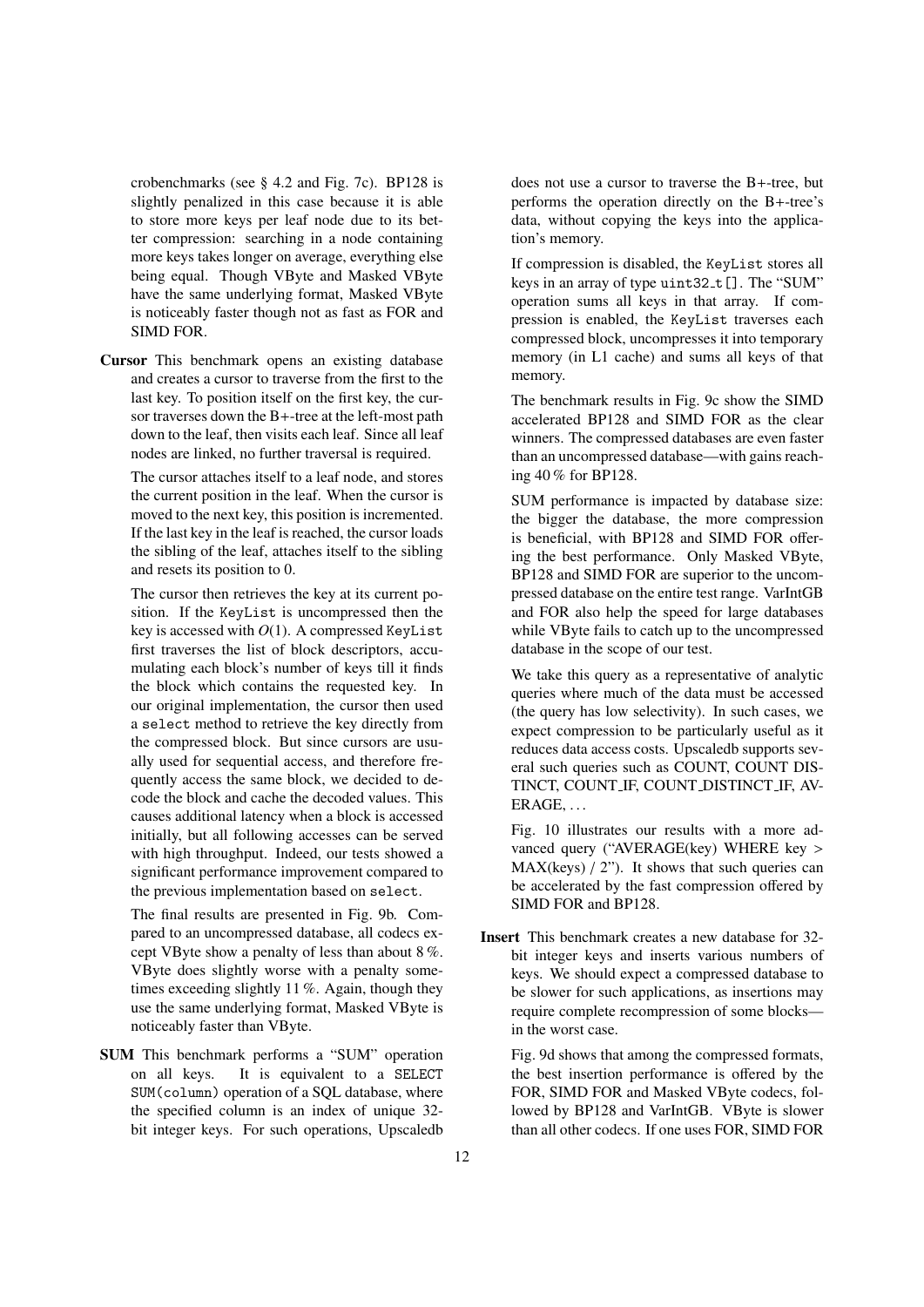crobenchmarks (see § 4.2 and Fig. 7c). BP128 is slightly penalized in this case because it is able to store more keys per leaf node due to its better compression: searching in a node containing more keys takes longer on average, everything else being equal. Though VByte and Masked VByte have the same underlying format, Masked VByte is noticeably faster though not as fast as FOR and SIMD FOR.

**Cursor** This benchmark opens an existing database and creates a cursor to traverse from the first to the last key. To position itself on the first key, the cursor traverses down the B+-tree at the left-most path down to the leaf, then visits each leaf. Since all leaf nodes are linked, no further traversal is required.

The cursor attaches itself to a leaf node, and stores the current position in the leaf. When the cursor is moved to the next key, this position is incremented. If the last key in the leaf is reached, the cursor loads the sibling of the leaf, attaches itself to the sibling and resets its position to 0.

The cursor then retrieves the key at its current position. If the `KeyList` is uncompressed then the key is accessed with $O(1)$. A compressed `KeyList` first traverses the list of block descriptors, accumulating each block's number of keys till it finds the block which contains the requested key. In our original implementation, the cursor then used a `select` method to retrieve the key directly from the compressed block. But since cursors are usually used for sequential access, and therefore frequently access the same block, we decided to decode the block and cache the decoded values. This causes additional latency when a block is accessed initially, but all following accesses can be served with high throughput. Indeed, our tests showed a significant performance improvement compared to the previous implementation based on `select`.

The final results are presented in Fig. 9b. Compared to an uncompressed database, all codecs except VByte show a penalty of less than about 8 %. VByte does slightly worse with a penalty sometimes exceeding slightly 11 %. Again, though they use the same underlying format, Masked VByte is noticeably faster than VByte.

**SUM** This benchmark performs a "SUM" operation on all keys. It is equivalent to a `SELECT SUM(column)` operation of a SQL database, where the specified column is an index of unique 32-bit integer keys. For such operations, Upscaledb does not use a cursor to traverse the B+-tree, but performs the operation directly on the B+-tree's data, without copying the keys into the application's memory.

If compression is disabled, the `KeyList` stores all keys in an array of type `uint32_t[]`. The "SUM" operation sums all keys in that array. If compression is enabled, the `KeyList` traverses each compressed block, uncompresses it into temporary memory (in L1 cache) and sums all keys of that memory.

The benchmark results in Fig. 9c show the SIMD accelerated BP128 and SIMD FOR as the clear winners. The compressed databases are even faster than an uncompressed database—with gains reaching 40 % for BP128.

SUM performance is impacted by database size: the bigger the database, the more compression is beneficial, with BP128 and SIMD FOR offering the best performance. Only Masked VByte, BP128 and SIMD FOR are superior to the uncompressed database on the entire test range. VarIntGB and FOR also help the speed for large databases while VByte fails to catch up to the uncompressed database in the scope of our test.

We take this query as a representative of analytic queries where much of the data must be accessed (the query has low selectivity). In such cases, we expect compression to be particularly useful as it reduces data access costs. Upscaledb supports several such queries such as COUNT, COUNT DISTINCT, COUNT_IF, COUNT_DISTINCT_IF, AVERAGE, ...

Fig. 10 illustrates our results with a more advanced query ("AVERAGE(key) WHERE key > MAX(keys) / 2"). It shows that such queries can be accelerated by the fast compression offered by SIMD FOR and BP128.

**Insert** This benchmark creates a new database for 32-bit integer keys and inserts various numbers of keys. We should expect a compressed database to be slower for such applications, as insertions may require complete recompression of some blocks—in the worst case.

Fig. 9d shows that among the compressed formats, the best insertion performance is offered by the FOR, SIMD FOR and Masked VByte codecs, followed by BP128 and VarIntGB. VByte is slower than all other codecs. If one uses FOR, SIMD FOR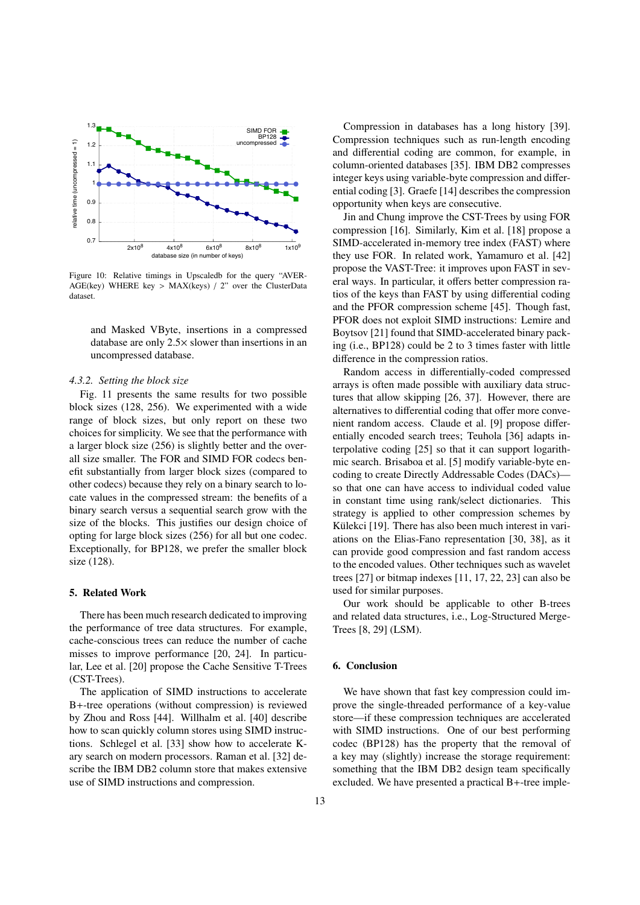Figure 10: Relative timings in Upscaledb for the query “AVERAGE(key) WHERE key > MAX(keys) / 2” over the ClusterData dataset.

and Masked VByte, insertions in a compressed database are only 2.5× slower than insertions in an uncompressed database.

*4.3.2. Setting the block size*

Fig. 11 presents the same results for two possible block sizes (128, 256). We experimented with a wide range of block sizes, but only report on these two choices for simplicity. We see that the performance with a larger block size (256) is slightly better and the overall size smaller. The FOR and SIMD FOR codecs benefit substantially from larger block sizes (compared to other codecs) because they rely on a binary search to locate values in the compressed stream: the benefits of a binary search versus a sequential search grow with the size of the blocks. This justifies our design choice of opting for large block sizes (256) for all but one codec. Exceptionally, for BP128, we prefer the smaller block size (128).

## 5. Related Work

There has been much research dedicated to improving the performance of tree data structures. For example, cache-conscious trees can reduce the number of cache misses to improve performance [20, 24]. In particular, Lee et al. [20] propose the Cache Sensitive T-Trees (CST-Trees).

The application of SIMD instructions to accelerate B+-tree operations (without compression) is reviewed by Zhou and Ross [44]. Willhalm et al. [40] describe how to scan quickly column stores using SIMD instructions. Schlegel et al. [33] show how to accelerate K-ary search on modern processors. Raman et al. [32] describe the IBM DB2 column store that makes extensive use of SIMD instructions and compression.

Compression in databases has a long history [39]. Compression techniques such as run-length encoding and differential coding are common, for example, in column-oriented databases [35]. IBM DB2 compresses integer keys using variable-byte compression and differential coding [3]. Graefe [14] describes the compression opportunity when keys are consecutive.

Jin and Chung improve the CST-Trees by using FOR compression [16]. Similarly, Kim et al. [18] propose a SIMD-accelerated in-memory tree index (FAST) where they use FOR. In related work, Yamamuro et al. [42] propose the VAST-Tree: it improves upon FAST in several ways. In particular, it offers better compression ratios of the keys than FAST by using differential coding and the PFOR compression scheme [45]. Though fast, PFOR does not exploit SIMD instructions: Lemire and Boytsov [21] found that SIMD-accelerated binary packing (i.e., BP128) could be 2 to 3 times faster with little difference in the compression ratios.

Random access in differentially-coded compressed arrays is often made possible with auxiliary data structures that allow skipping [26, 37]. However, there are alternatives to differential coding that offer more convenient random access. Claude et al. [9] propose differentially encoded search trees; Teuhola [36] adapts interpolative coding [25] so that it can support logarithmic search. Brisaboa et al. [5] modify variable-byte encoding to create Directly Addressable Codes (DACs)—so that one can have access to individual coded value in constant time using rank/select dictionaries. This strategy is applied to other compression schemes by Külekci [19]. There has also been much interest in variations on the Elias-Fano representation [30, 38], as it can provide good compression and fast random access to the encoded values. Other techniques such as wavelet trees [27] or bitmap indexes [11, 17, 22, 23] can also be used for similar purposes.

Our work should be applicable to other B-trees and related data structures, i.e., Log-Structured Merge-Trees [8, 29] (LSM).

## 6. Conclusion

We have shown that fast key compression could improve the single-threaded performance of a key-value store—if these compression techniques are accelerated with SIMD instructions. One of our best performing codec (BP128) has the property that the removal of a key may (slightly) increase the storage requirement: something that the IBM DB2 design team specifically excluded. We have presented a practical B+-tree imple-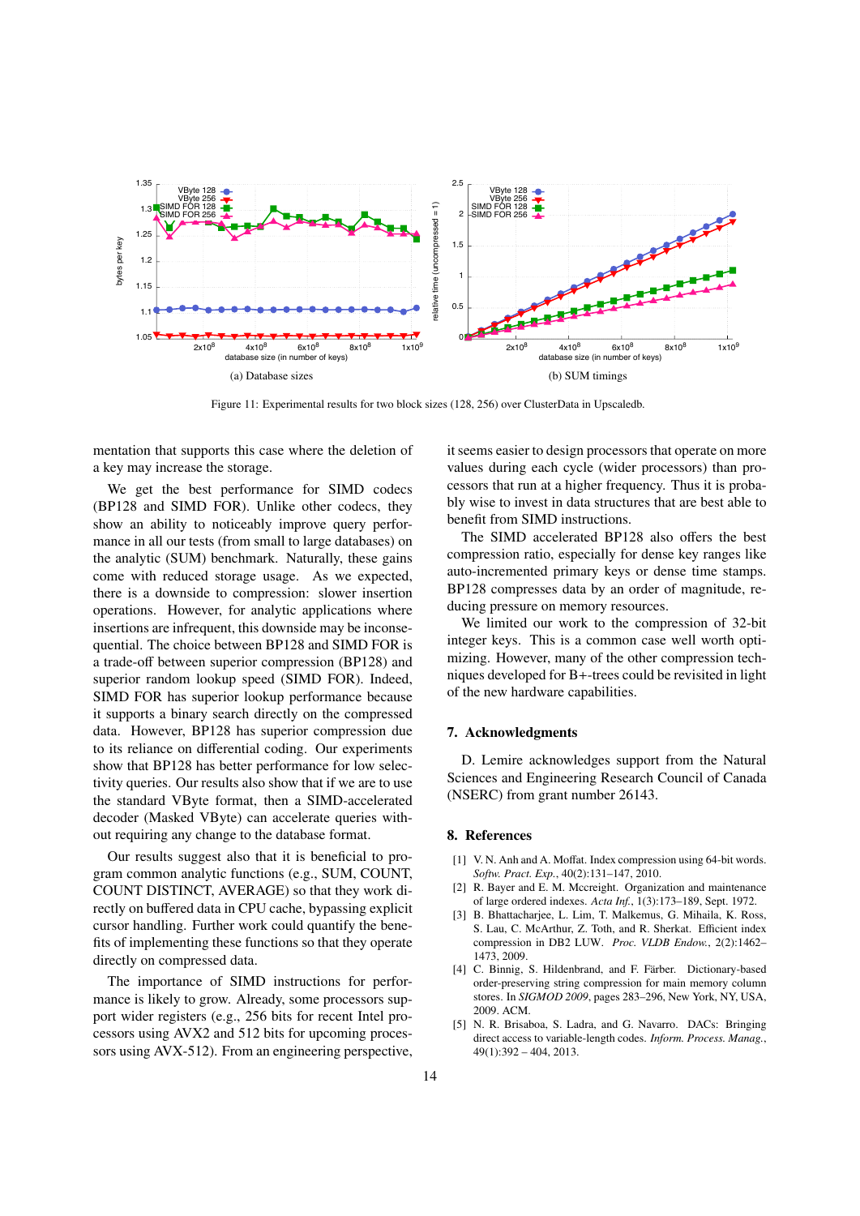(a) Database sizes

(b) SUM timings

Figure 11: Experimental results for two block sizes (128, 256) over ClusterData in Upscaledb.

mentation that supports this case where the deletion of a key may increase the storage.

We get the best performance for SIMD codecs (BP128 and SIMD FOR). Unlike other codecs, they show an ability to noticeably improve query performance in all our tests (from small to large databases) on the analytic (SUM) benchmark. Naturally, these gains come with reduced storage usage. As we expected, there is a downside to compression: slower insertion operations. However, for analytic applications where insertions are infrequent, this downside may be inconsequential. The choice between BP128 and SIMD FOR is a trade-off between superior compression (BP128) and superior random lookup speed (SIMD FOR). Indeed, SIMD FOR has superior lookup performance because it supports a binary search directly on the compressed data. However, BP128 has superior compression due to its reliance on differential coding. Our experiments show that BP128 has better performance for low selectivity queries. Our results also show that if we are to use the standard VByte format, then a SIMD-accelerated decoder (Masked VByte) can accelerate queries without requiring any change to the database format.

Our results suggest also that it is beneficial to program common analytic functions (e.g., SUM, COUNT, COUNT DISTINCT, AVERAGE) so that they work directly on buffered data in CPU cache, bypassing explicit cursor handling. Further work could quantify the benefits of implementing these functions so that they operate directly on compressed data.

The importance of SIMD instructions for performance is likely to grow. Already, some processors support wider registers (e.g., 256 bits for recent Intel processors using AVX2 and 512 bits for upcoming processors using AVX-512). From an engineering perspective, it seems easier to design processors that operate on more values during each cycle (wider processors) than processors that run at a higher frequency. Thus it is probably wise to invest in data structures that are best able to benefit from SIMD instructions.

The SIMD accelerated BP128 also offers the best compression ratio, especially for dense key ranges like auto-incremented primary keys or dense time stamps. BP128 compresses data by an order of magnitude, reducing pressure on memory resources.

We limited our work to the compression of 32-bit integer keys. This is a common case well worth optimizing. However, many of the other compression techniques developed for B+-trees could be revisited in light of the new hardware capabilities.

## 7. Acknowledgments

D. Lemire acknowledges support from the Natural Sciences and Engineering Research Council of Canada (NSERC) from grant number 26143.

## 8. References

- [1] V. N. Anh and A. Moffat. Index compression using 64-bit words. *Softw. Pract. Exp.*, 40(2):131–147, 2010.
- [2] R. Bayer and E. M. Mccreight. Organization and maintenance of large ordered indexes. *Acta Inf.*, 1(3):173–189, Sept. 1972.
- [3] B. Bhattacharjee, L. Lim, T. Malkemus, G. Mihaila, K. Ross, S. Lau, C. McArthur, Z. Toth, and R. Sherkat. Efficient index compression in DB2 LUW. *Proc. VLDB Endow.*, 2(2):1462–1473, 2009.
- [4] C. Binnig, S. Hildenbrand, and F. Färber. Dictionary-based order-preserving string compression for main memory column stores. In *SIGMOD 2009*, pages 283–296, New York, NY, USA, 2009. ACM.
- [5] N. R. Brisaboa, S. Ladra, and G. Navarro. DACs: Bringing direct access to variable-length codes. *Inform. Process. Manag.*, 49(1):392 – 404, 2013.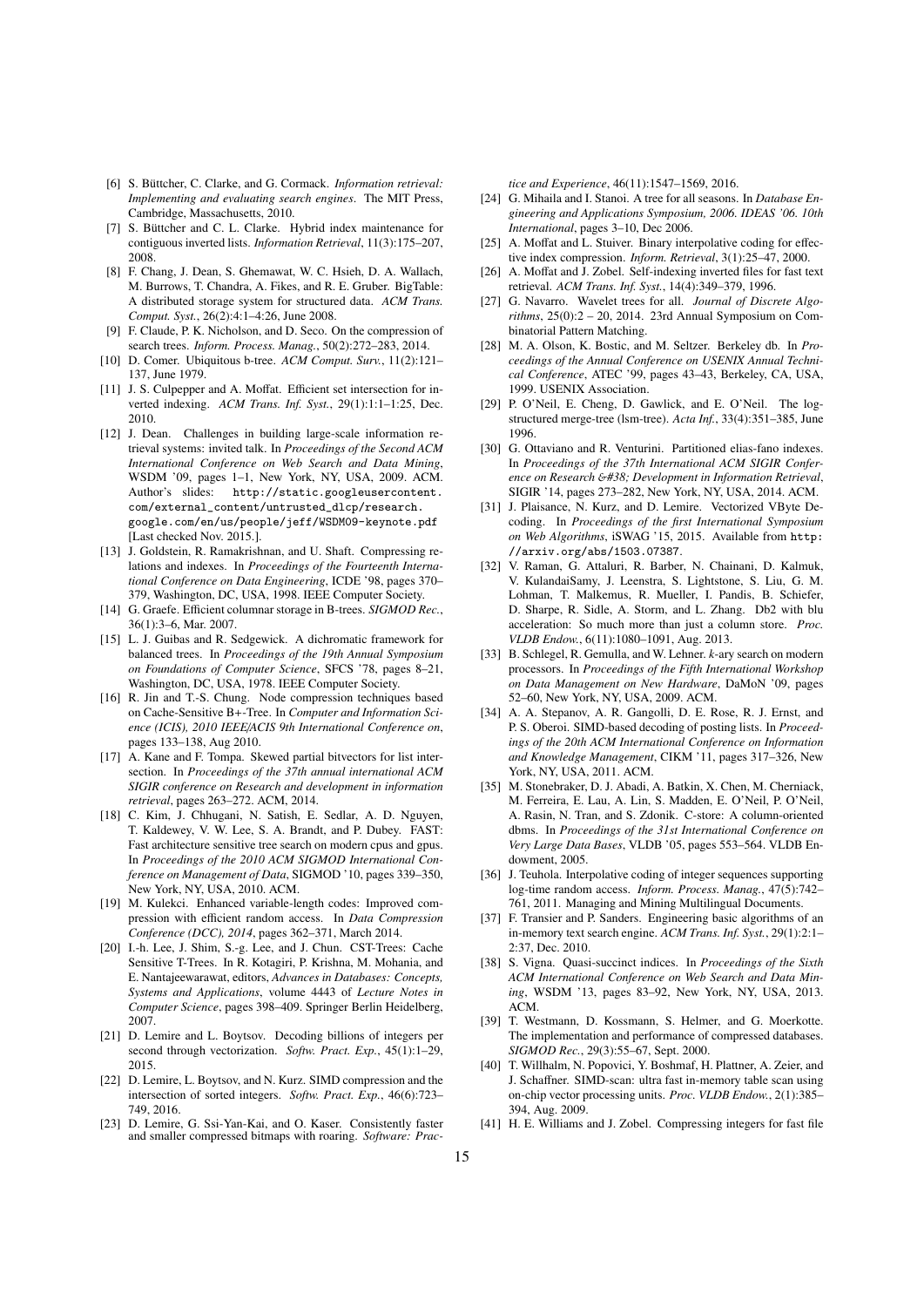[6] S. Büttcher, C. Clarke, and G. Cormack. *Information retrieval: Implementing and evaluating search engines*. The MIT Press, Cambridge, Massachusetts, 2010.

[7] S. Büttcher and C. L. Clarke. Hybrid index maintenance for contiguous inverted lists. *Information Retrieval*, 11(3):175–207, 2008.

[8] F. Chang, J. Dean, S. Ghemawat, W. C. Hsieh, D. A. Wallach, M. Burrows, T. Chandra, A. Fikes, and R. E. Gruber. BigTable: A distributed storage system for structured data. *ACM Trans. Comput. Syst.*, 26(2):4:1–4:26, June 2008.

[9] F. Claude, P. K. Nicholson, and D. Seco. On the compression of search trees. *Inform. Process. Manag.*, 50(2):272–283, 2014.

[10] D. Comer. Ubiquitous b-tree. *ACM Comput. Surv.*, 11(2):121–137, June 1979.

[11] J. S. Culpepper and A. Moffat. Efficient set intersection for inverted indexing. *ACM Trans. Inf. Syst.*, 29(1):1:1–1:25, Dec. 2010.

[12] J. Dean. Challenges in building large-scale information retrieval systems: invited talk. In *Proceedings of the Second ACM International Conference on Web Search and Data Mining*, WSDM '09, pages 1–1, New York, NY, USA, 2009. ACM. Author's slides: `http://static.googleusercontent.com/external_content/untrusted_dlcp/research.google.com/en/us/people/jeff/WSDM09-keynote.pdf` [Last checked Nov. 2015.].

[13] J. Goldstein, R. Ramakrishnan, and U. Shaft. Compressing relations and indexes. In *Proceedings of the Fourteenth International Conference on Data Engineering*, ICDE '98, pages 370–379, Washington, DC, USA, 1998. IEEE Computer Society.

[14] G. Graefe. Efficient columnar storage in B-trees. *SIGMOD Rec.*, 36(1):3–6, Mar. 2007.

[15] L. J. Guibas and R. Sedgewick. A dichromatic framework for balanced trees. In *Proceedings of the 19th Annual Symposium on Foundations of Computer Science*, SFCS '78, pages 8–21, Washington, DC, USA, 1978. IEEE Computer Society.

[16] R. Jin and T.-S. Chung. Node compression techniques based on Cache-Sensitive B+-Tree. In *Computer and Information Science (ICIS), 2010 IEEE/ACIS 9th International Conference on*, pages 133–138, Aug 2010.

[17] A. Kane and F. Tompa. Skewed partial bitvectors for list intersection. In *Proceedings of the 37th annual international ACM SIGIR conference on Research and development in information retrieval*, pages 263–272. ACM, 2014.

[18] C. Kim, J. Chhugani, N. Satish, E. Sedlar, A. D. Nguyen, T. Kaldewey, V. W. Lee, S. A. Brandt, and P. Dubey. FAST: Fast architecture sensitive tree search on modern cpus and gpus. In *Proceedings of the 2010 ACM SIGMOD International Conference on Management of Data*, SIGMOD '10, pages 339–350, New York, NY, USA, 2010. ACM.

[19] M. Kulekci. Enhanced variable-length codes: Improved compression with efficient random access. In *Data Compression Conference (DCC), 2014*, pages 362–371, March 2014.

[20] I.-h. Lee, J. Shim, S.-g. Lee, and J. Chun. CST-Trees: Cache Sensitive T-Trees. In R. Kotagiri, P. Krishna, M. Mohania, and E. Nantajeewarawat, editors, *Advances in Databases: Concepts, Systems and Applications*, volume 4443 of *Lecture Notes in Computer Science*, pages 398–409. Springer Berlin Heidelberg, 2007.

[21] D. Lemire and L. Boytsov. Decoding billions of integers per second through vectorization. *Softw. Pract. Exp.*, 45(1):1–29, 2015.

[22] D. Lemire, L. Boytsov, and N. Kurz. SIMD compression and the intersection of sorted integers. *Softw. Pract. Exp.*, 46(6):723–749, 2016.

[23] D. Lemire, G. Ssi-Yan-Kai, and O. Kaser. Consistently faster and smaller compressed bitmaps with roaring. *Software: Practice and Experience*, 46(11):1547–1569, 2016.

[24] G. Mihaila and I. Stanoi. A tree for all seasons. In *Database Engineering and Applications Symposium, 2006. IDEAS '06. 10th International*, pages 3–10, Dec 2006.

[25] A. Moffat and L. Stuiver. Binary interpolative coding for effective index compression. *Inform. Retrieval*, 3(1):25–47, 2000.

[26] A. Moffat and J. Zobel. Self-indexing inverted files for fast text retrieval. *ACM Trans. Inf. Syst.*, 14(4):349–379, 1996.

[27] G. Navarro. Wavelet trees for all. *Journal of Discrete Algorithms*, 25(0):2 – 20, 2014. 23rd Annual Symposium on Combinatorial Pattern Matching.

[28] M. A. Olson, K. Bostic, and M. Seltzer. Berkeley db. In *Proceedings of the Annual Conference on USENIX Annual Technical Conference*, ATEC '99, pages 43–43, Berkeley, CA, USA, 1999. USENIX Association.

[29] P. O'Neil, E. Cheng, D. Gawlick, and E. O'Neil. The log-structured merge-tree (lsm-tree). *Acta Inf.*, 33(4):351–385, June 1996.

[30] G. Ottaviano and R. Venturini. Partitioned elias-fano indexes. In *Proceedings of the 37th International ACM SIGIR Conference on Research &#38; Development in Information Retrieval*, SIGIR '14, pages 273–282, New York, NY, USA, 2014. ACM.

[31] J. Plaisance, N. Kurz, and D. Lemire. Vectorized VByte Decoding. In *Proceedings of the first International Symposium on Web Algorithms*, iSWAG '15, 2015. Available from `http://arxiv.org/abs/1503.07387`.

[32] V. Raman, G. Attaluri, R. Barber, N. Chainani, D. Kalmuk, V. KulandaiSamy, J. Leenstra, S. Lightstone, S. Liu, G. M. Lohman, T. Malkemus, R. Mueller, I. Pandis, B. Schiefer, D. Sharpe, R. Sidle, A. Storm, and L. Zhang. Db2 with blu acceleration: So much more than just a column store. *Proc. VLDB Endow.*, 6(11):1080–1091, Aug. 2013.

[33] B. Schlegel, R. Gemulla, and W. Lehner. *k*-ary search on modern processors. In *Proceedings of the Fifth International Workshop on Data Management on New Hardware*, DaMoN '09, pages 52–60, New York, NY, USA, 2009. ACM.

[34] A. A. Stepanov, A. R. Gangolli, D. E. Rose, R. J. Ernst, and P. S. Oberoi. SIMD-based decoding of posting lists. In *Proceedings of the 20th ACM International Conference on Information and Knowledge Management*, CIKM '11, pages 317–326, New York, NY, USA, 2011. ACM.

[35] M. Stonebraker, D. J. Abadi, A. Batkin, X. Chen, M. Cherniack, M. Ferreira, E. Lau, A. Lin, S. Madden, E. O'Neil, P. O'Neil, A. Rasin, N. Tran, and S. Zdonik. C-store: A column-oriented dbms. In *Proceedings of the 31st International Conference on Very Large Data Bases*, VLDB '05, pages 553–564. VLDB Endowment, 2005.

[36] J. Teuhola. Interpolative coding of integer sequences supporting log-time random access. *Inform. Process. Manag.*, 47(5):742–761, 2011. Managing and Mining Multilingual Documents.

[37] F. Transier and P. Sanders. Engineering basic algorithms of an in-memory text search engine. *ACM Trans. Inf. Syst.*, 29(1):2:1–2:37, Dec. 2010.

[38] S. Vigna. Quasi-succinct indices. In *Proceedings of the Sixth ACM International Conference on Web Search and Data Mining*, WSDM '13, pages 83–92, New York, NY, USA, 2013. ACM.

[39] T. Westmann, D. Kossmann, S. Helmer, and G. Moerkotte. The implementation and performance of compressed databases. *SIGMOD Rec.*, 29(3):55–67, Sept. 2000.

[40] T. Willhalm, N. Popovici, Y. Boshmaf, H. Plattner, A. Zeier, and J. Schaffner. SIMD-scan: ultra fast in-memory table scan using on-chip vector processing units. *Proc. VLDB Endow.*, 2(1):385–394, Aug. 2009.

[41] H. E. Williams and J. Zobel. Compressing integers for fast file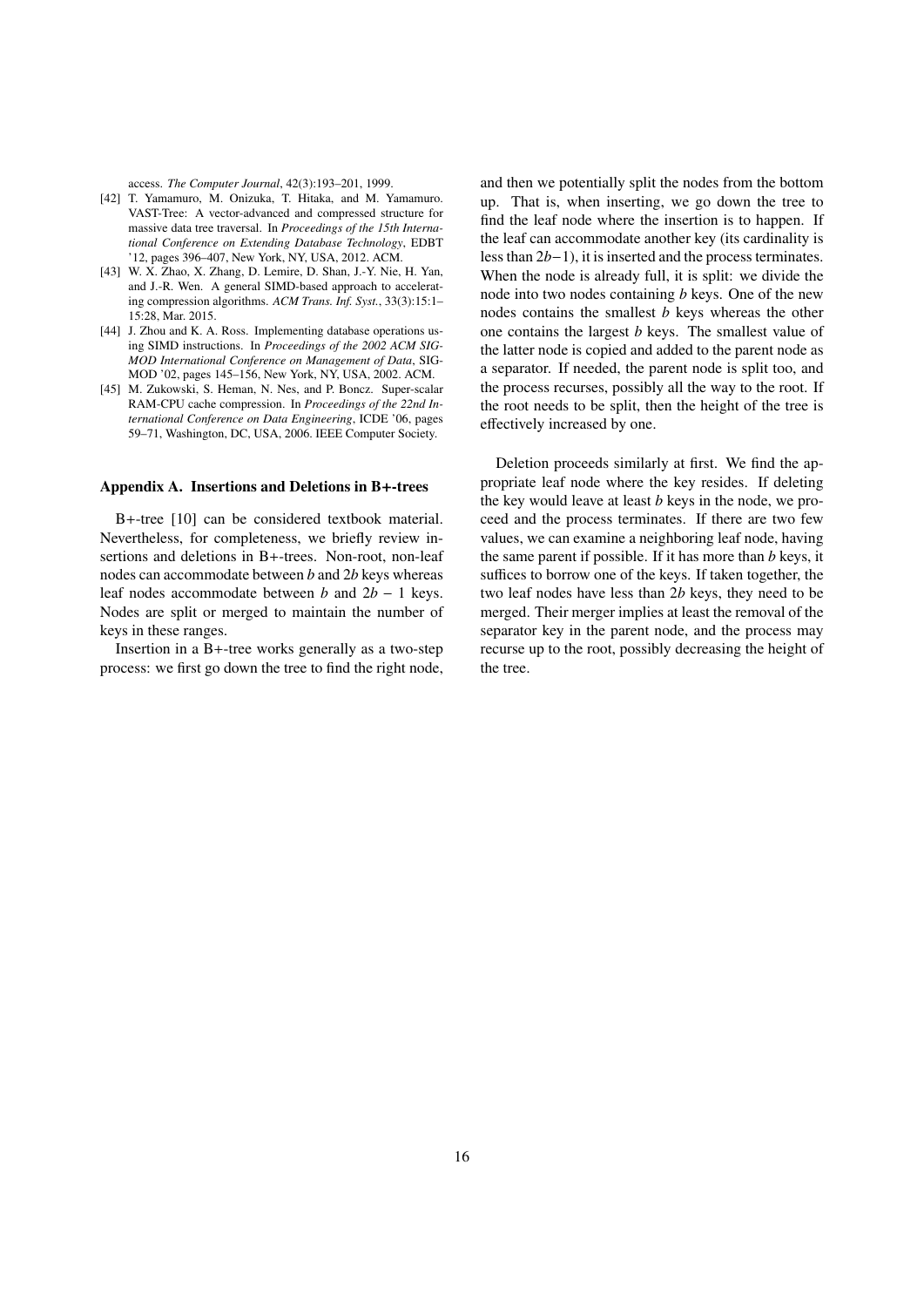access. *The Computer Journal*, 42(3):193–201, 1999.

[42] T. Yamamuro, M. Onizuka, T. Hitaka, and M. Yamamuro. VAST-Tree: A vector-advanced and compressed structure for massive data tree traversal. In *Proceedings of the 15th International Conference on Extending Database Technology*, EDBT '12, pages 396–407, New York, NY, USA, 2012. ACM.

[43] W. X. Zhao, X. Zhang, D. Lemire, D. Shan, J.-Y. Nie, H. Yan, and J.-R. Wen. A general SIMD-based approach to accelerating compression algorithms. *ACM Trans. Inf. Syst.*, 33(3):15:1–15:28, Mar. 2015.

[44] J. Zhou and K. A. Ross. Implementing database operations using SIMD instructions. In *Proceedings of the 2002 ACM SIGMOD International Conference on Management of Data*, SIGMOD '02, pages 145–156, New York, NY, USA, 2002. ACM.

[45] M. Zukowski, S. Heman, N. Nes, and P. Boncz. Super-scalar RAM-CPU cache compression. In *Proceedings of the 22nd International Conference on Data Engineering*, ICDE '06, pages 59–71, Washington, DC, USA, 2006. IEEE Computer Society.

## Appendix A. Insertions and Deletions in B+-trees

B+-tree [10] can be considered textbook material. Nevertheless, for completeness, we briefly review insertions and deletions in B+-trees. Non-root, non-leaf nodes can accommodate between $b$ and $2b$ keys whereas leaf nodes accommodate between $b$ and $2b - 1$ keys. Nodes are split or merged to maintain the number of keys in these ranges.

Insertion in a B+-tree works generally as a two-step process: we first go down the tree to find the right node, and then we potentially split the nodes from the bottom up. That is, when inserting, we go down the tree to find the leaf node where the insertion is to happen. If the leaf can accommodate another key (its cardinality is less than $2b-1$), it is inserted and the process terminates. When the node is already full, it is split: we divide the node into two nodes containing $b$ keys. One of the new nodes contains the smallest $b$ keys whereas the other one contains the largest $b$ keys. The smallest value of the latter node is copied and added to the parent node as a separator. If needed, the parent node is split too, and the process recurses, possibly all the way to the root. If the root needs to be split, then the height of the tree is effectively increased by one.

Deletion proceeds similarly at first. We find the appropriate leaf node where the key resides. If deleting the key would leave at least $b$ keys in the node, we proceed and the process terminates. If there are two few values, we can examine a neighboring leaf node, having the same parent if possible. If it has more than $b$ keys, it suffices to borrow one of the keys. If taken together, the two leaf nodes have less than $2b$ keys, they need to be merged. Their merger implies at least the removal of the separator key in the parent node, and the process may recurse up to the root, possibly decreasing the height of the tree.